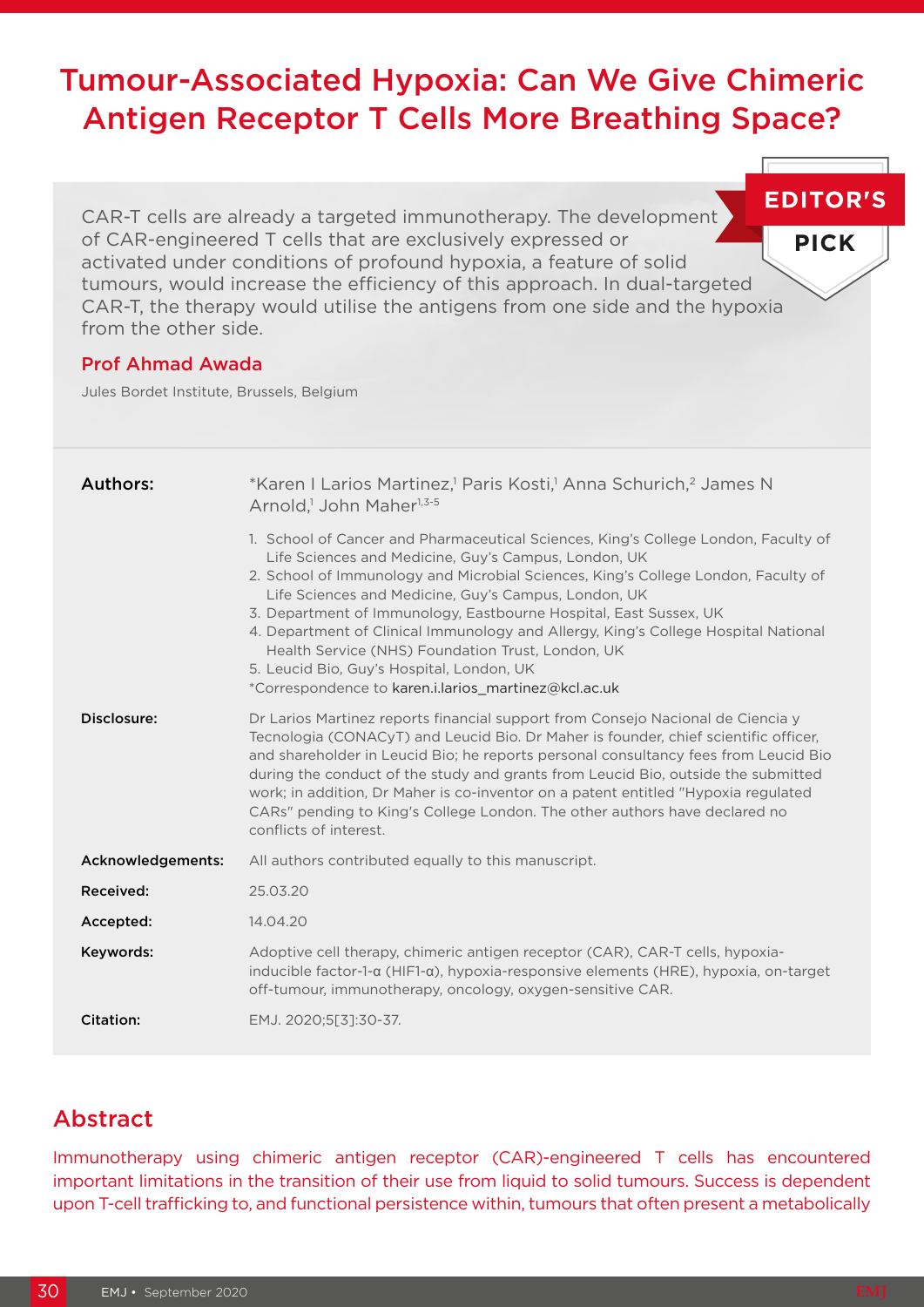# Tumour-Associated Hypoxia: Can We Give Chimeric Antigen Receptor T Cells More Breathing Space?

EDITOR'S PICK

CAR-T cells are already a targeted immunotherapy. The development of CAR-engineered T cells that are exclusively expressed or activated under conditions of profound hypoxia, a feature of solid tumours, would increase the efficiency of this approach. In dual-targeted CAR-T, the therapy would utilise the antigens from one side and the hypoxia from the other side.

**Prof Ahmad Awada**

Jules Bordet Institute, Brussels, Belgium

**Authors:** *Karen I Larios Martinez,[1] Paris Kosti,[1] Anna Schurich,[2] James N Arnold,[1] John Maher[1,3-5]

1. School of Cancer and Pharmaceutical Sciences, King's College London, Faculty of Life Sciences and Medicine, Guy's Campus, London, UK
2. School of Immunology and Microbial Sciences, King's College London, Faculty of Life Sciences and Medicine, Guy's Campus, London, UK
3. Department of Immunology, Eastbourne Hospital, East Sussex, UK
4. Department of Clinical Immunology and Allergy, King's College Hospital National Health Service (NHS) Foundation Trust, London, UK
5. Leucid Bio, Guy's Hospital, London, UK

*Correspondence to karen.i.larios_martinez@kcl.ac.uk

**Disclosure:** Dr Larios Martinez reports financial support from Consejo Nacional de Ciencia y Tecnologia (CONACyT) and Leucid Bio. Dr Maher is founder, chief scientific officer, and shareholder in Leucid Bio; he reports personal consultancy fees from Leucid Bio during the conduct of the study and grants from Leucid Bio, outside the submitted work; in addition, Dr Maher is co-inventor on a patent entitled "Hypoxia regulated CARs" pending to King's College London. The other authors have declared no conflicts of interest.

**Acknowledgements:** All authors contributed equally to this manuscript.

**Received:** 25.03.20

**Accepted:** 14.04.20

**Keywords:** Adoptive cell therapy, chimeric antigen receptor (CAR), CAR-T cells, hypoxia-inducible factor-1-α (HIF1-α), hypoxia-responsive elements (HRE), hypoxia, on-target off-tumour, immunotherapy, oncology, oxygen-sensitive CAR.

**Citation:** EMJ. 2020;5[3]:30-37.

## Abstract

Immunotherapy using chimeric antigen receptor (CAR)-engineered T cells has encountered important limitations in the transition of their use from liquid to solid tumours. Success is dependent upon T-cell trafficking to, and functional persistence within, tumours that often present a metabolically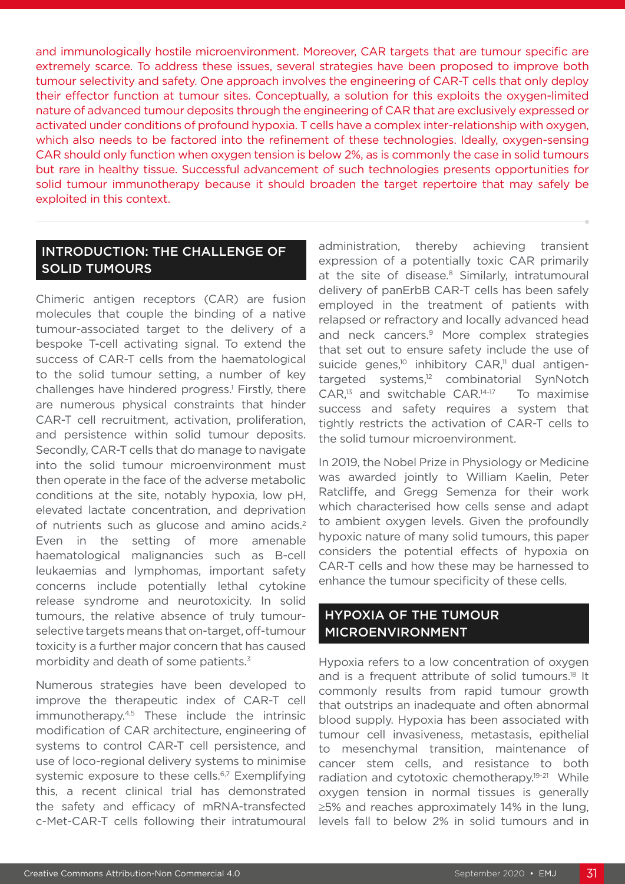and immunologically hostile microenvironment. Moreover, CAR targets that are tumour specific are extremely scarce. To address these issues, several strategies have been proposed to improve both tumour selectivity and safety. One approach involves the engineering of CAR-T cells that only deploy their effector function at tumour sites. Conceptually, a solution for this exploits the oxygen-limited nature of advanced tumour deposits through the engineering of CAR that are exclusively expressed or activated under conditions of profound hypoxia. T cells have a complex inter-relationship with oxygen, which also needs to be factored into the refinement of these technologies. Ideally, oxygen-sensing CAR should only function when oxygen tension is below 2%, as is commonly the case in solid tumours but rare in healthy tissue. Successful advancement of such technologies presents opportunities for solid tumour immunotherapy because it should broaden the target repertoire that may safely be exploited in this context.

## INTRODUCTION: THE CHALLENGE OF SOLID TUMOURS

Chimeric antigen receptors (CAR) are fusion molecules that couple the binding of a native tumour-associated target to the delivery of a bespoke T-cell activating signal. To extend the success of CAR-T cells from the haematological to the solid tumour setting, a number of key challenges have hindered progress.[1] Firstly, there are numerous physical constraints that hinder CAR-T cell recruitment, activation, proliferation, and persistence within solid tumour deposits. Secondly, CAR-T cells that do manage to navigate into the solid tumour microenvironment must then operate in the face of the adverse metabolic conditions at the site, notably hypoxia, low pH, elevated lactate concentration, and deprivation of nutrients such as glucose and amino acids.[2] Even in the setting of more amenable haematological malignancies such as B-cell leukaemias and lymphomas, important safety concerns include potentially lethal cytokine release syndrome and neurotoxicity. In solid tumours, the relative absence of truly tumour-selective targets means that on-target, off-tumour toxicity is a further major concern that has caused morbidity and death of some patients.[3]

Numerous strategies have been developed to improve the therapeutic index of CAR-T cell immunotherapy.[4,5] These include the intrinsic modification of CAR architecture, engineering of systems to control CAR-T cell persistence, and use of loco-regional delivery systems to minimise systemic exposure to these cells.[6,7] Exemplifying this, a recent clinical trial has demonstrated the safety and efficacy of mRNA-transfected c-Met-CAR-T cells following their intratumoural administration, thereby achieving transient expression of a potentially toxic CAR primarily at the site of disease.[8] Similarly, intratumoural delivery of panErbB CAR-T cells has been safely employed in the treatment of patients with relapsed or refractory and locally advanced head and neck cancers.[9] More complex strategies that set out to ensure safety include the use of suicide genes,[10] inhibitory CAR,[11] dual antigen-targeted systems,[12] combinatorial SynNotch CAR,[13] and switchable CAR.[14-17] To maximise success and safety requires a system that tightly restricts the activation of CAR-T cells to the solid tumour microenvironment.

In 2019, the Nobel Prize in Physiology or Medicine was awarded jointly to William Kaelin, Peter Ratcliffe, and Gregg Semenza for their work which characterised how cells sense and adapt to ambient oxygen levels. Given the profoundly hypoxic nature of many solid tumours, this paper considers the potential effects of hypoxia on CAR-T cells and how these may be harnessed to enhance the tumour specificity of these cells.

## HYPOXIA OF THE TUMOUR MICROENVIRONMENT

Hypoxia refers to a low concentration of oxygen and is a frequent attribute of solid tumours.[18] It commonly results from rapid tumour growth that outstrips an inadequate and often abnormal blood supply. Hypoxia has been associated with tumour cell invasiveness, metastasis, epithelial to mesenchymal transition, maintenance of cancer stem cells, and resistance to both radiation and cytotoxic chemotherapy.[19-21] While oxygen tension in normal tissues is generally ≥5% and reaches approximately 14% in the lung, levels fall to below 2% in solid tumours and in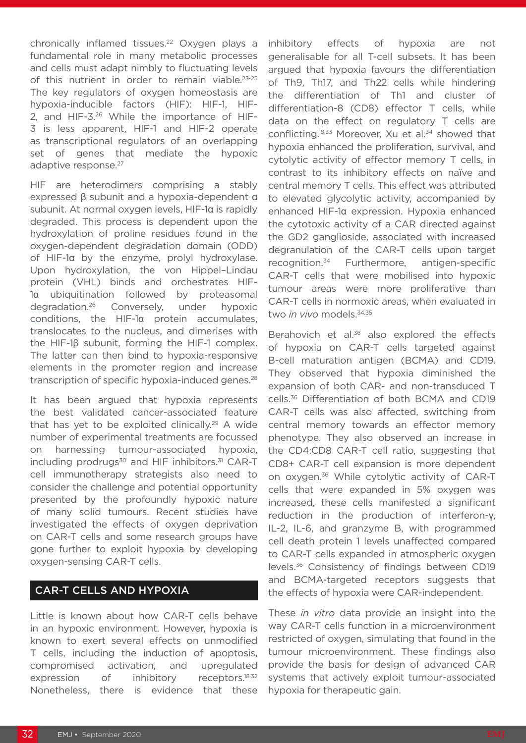chronically inflamed tissues.[22] Oxygen plays a fundamental role in many metabolic processes and cells must adapt nimbly to fluctuating levels of this nutrient in order to remain viable.[23-25] The key regulators of oxygen homeostasis are hypoxia-inducible factors (HIF): HIF-1, HIF-2, and HIF-3.[26] While the importance of HIF-3 is less apparent, HIF-1 and HIF-2 operate as transcriptional regulators of an overlapping set of genes that mediate the hypoxic adaptive response.[27]

HIF are heterodimers comprising a stably expressed β subunit and a hypoxia-dependent α subunit. At normal oxygen levels, HIF-1α is rapidly degraded. This process is dependent upon the hydroxylation of proline residues found in the oxygen-dependent degradation domain (ODD) of HIF-1α by the enzyme, prolyl hydroxylase. Upon hydroxylation, the von Hippel–Lindau protein (VHL) binds and orchestrates HIF-1α ubiquitination followed by proteasomal degradation.[26] Conversely, under hypoxic conditions, the HIF-1α protein accumulates, translocates to the nucleus, and dimerises with the HIF-1β subunit, forming the HIF-1 complex. The latter can then bind to hypoxia-responsive elements in the promoter region and increase transcription of specific hypoxia-induced genes.[28]

It has been argued that hypoxia represents the best validated cancer-associated feature that has yet to be exploited clinically.[29] A wide number of experimental treatments are focussed on harnessing tumour-associated hypoxia, including prodrugs[30] and HIF inhibitors.[31] CAR-T cell immunotherapy strategies also need to consider the challenge and potential opportunity presented by the profoundly hypoxic nature of many solid tumours. Recent studies have investigated the effects of oxygen deprivation on CAR-T cells and some research groups have gone further to exploit hypoxia by developing oxygen-sensing CAR-T cells.

## CAR-T CELLS AND HYPOXIA

Little is known about how CAR-T cells behave in an hypoxic environment. However, hypoxia is known to exert several effects on unmodified T cells, including the induction of apoptosis, compromised activation, and upregulated expression of inhibitory receptors.[18,32] Nonetheless, there is evidence that these inhibitory effects of hypoxia are not generalisable for all T-cell subsets. It has been argued that hypoxia favours the differentiation of Th9, Th17, and Th22 cells while hindering the differentiation of Th1 and cluster of differentiation-8 (CD8) effector T cells, while data on the effect on regulatory T cells are conflicting.[18,33] Moreover, Xu et al.[34] showed that hypoxia enhanced the proliferation, survival, and cytolytic activity of effector memory T cells, in contrast to its inhibitory effects on naïve and central memory T cells. This effect was attributed to elevated glycolytic activity, accompanied by enhanced HIF-1α expression. Hypoxia enhanced the cytotoxic activity of a CAR directed against the GD2 ganglioside, associated with increased degranulation of the CAR-T cells upon target recognition.[34] Furthermore, antigen-specific CAR-T cells that were mobilised into hypoxic tumour areas were more proliferative than CAR-T cells in normoxic areas, when evaluated in two *in vivo* models.[34,35]

Berahovich et al.[36] also explored the effects of hypoxia on CAR-T cells targeted against B-cell maturation antigen (BCMA) and CD19. They observed that hypoxia diminished the expansion of both CAR- and non-transduced T cells.[36] Differentiation of both BCMA and CD19 CAR-T cells was also affected, switching from central memory towards an effector memory phenotype. They also observed an increase in the CD4:CD8 CAR-T cell ratio, suggesting that CD8+ CAR-T cell expansion is more dependent on oxygen.[36] While cytolytic activity of CAR-T cells that were expanded in 5% oxygen was increased, these cells manifested a significant reduction in the production of interferon-γ, IL-2, IL-6, and granzyme B, with programmed cell death protein 1 levels unaffected compared to CAR-T cells expanded in atmospheric oxygen levels.[36] Consistency of findings between CD19 and BCMA-targeted receptors suggests that the effects of hypoxia were CAR-independent.

These *in vitro* data provide an insight into the way CAR-T cells function in a microenvironment restricted of oxygen, simulating that found in the tumour microenvironment. These findings also provide the basis for design of advanced CAR systems that actively exploit tumour-associated hypoxia for therapeutic gain.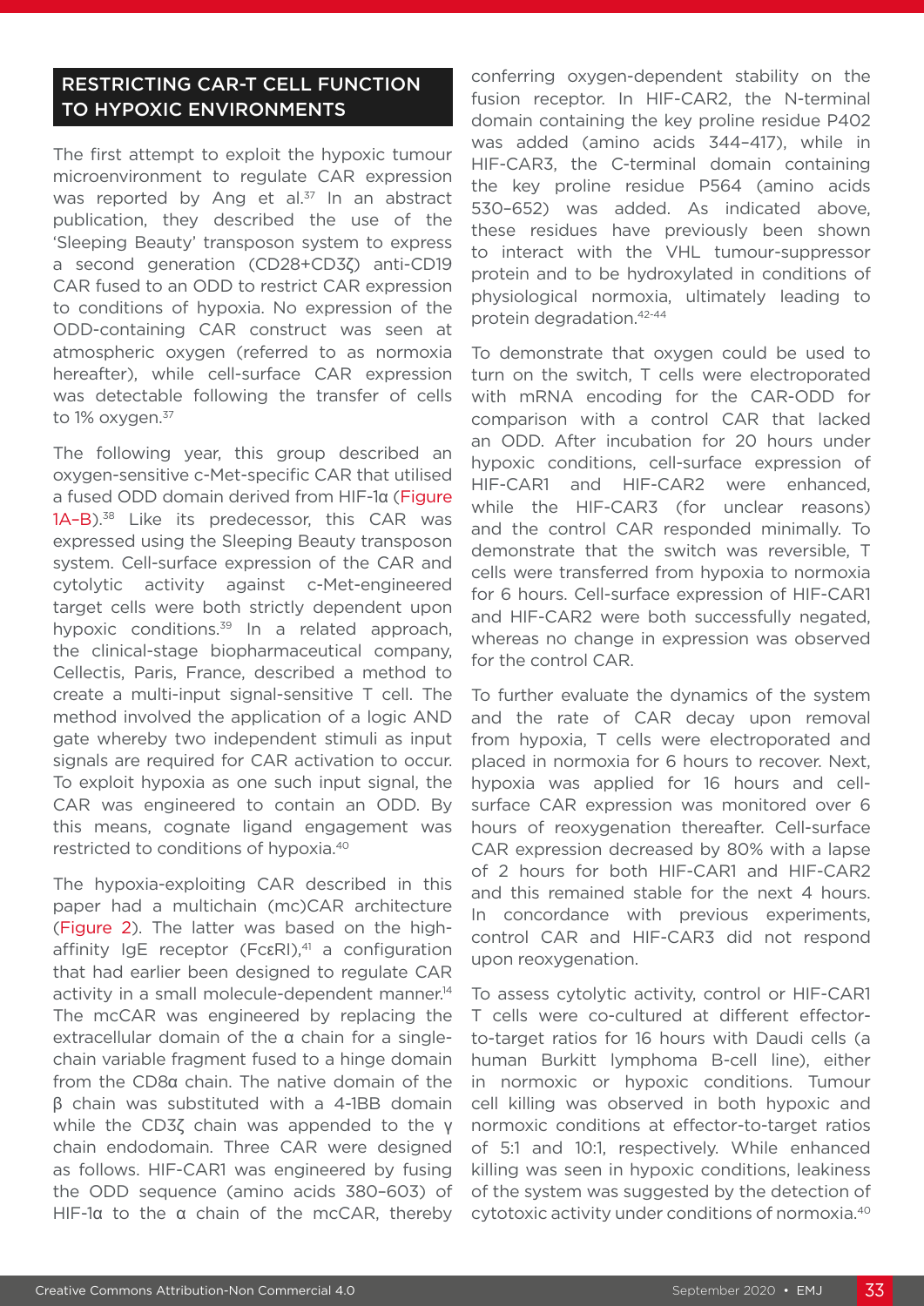## RESTRICTING CAR-T CELL FUNCTION TO HYPOXIC ENVIRONMENTS

The first attempt to exploit the hypoxic tumour microenvironment to regulate CAR expression was reported by Ang et al.[37] In an abstract publication, they described the use of the 'Sleeping Beauty' transposon system to express a second generation (CD28+CD3ζ) anti-CD19 CAR fused to an ODD to restrict CAR expression to conditions of hypoxia. No expression of the ODD-containing CAR construct was seen at atmospheric oxygen (referred to as normoxia hereafter), while cell-surface CAR expression was detectable following the transfer of cells to 1% oxygen.[37]

The following year, this group described an oxygen-sensitive c-Met-specific CAR that utilised a fused ODD domain derived from HIF-1α (Figure 1A–B).[38] Like its predecessor, this CAR was expressed using the Sleeping Beauty transposon system. Cell-surface expression of the CAR and cytolytic activity against c-Met-engineered target cells were both strictly dependent upon hypoxic conditions.[39] In a related approach, the clinical-stage biopharmaceutical company, Cellectis, Paris, France, described a method to create a multi-input signal-sensitive T cell. The method involved the application of a logic AND gate whereby two independent stimuli as input signals are required for CAR activation to occur. To exploit hypoxia as one such input signal, the CAR was engineered to contain an ODD. By this means, cognate ligand engagement was restricted to conditions of hypoxia.[40]

The hypoxia-exploiting CAR described in this paper had a multichain (mc)CAR architecture (Figure 2). The latter was based on the high-affinity IgE receptor (FcεRI),[41] a configuration that had earlier been designed to regulate CAR activity in a small molecule-dependent manner.[14] The mcCAR was engineered by replacing the extracellular domain of the α chain for a single-chain variable fragment fused to a hinge domain from the CD8α chain. The native domain of the β chain was substituted with a 4-1BB domain while the CD3ζ chain was appended to the γ chain endodomain. Three CAR were designed as follows. HIF-CAR1 was engineered by fusing the ODD sequence (amino acids 380–603) of HIF-1α to the α chain of the mcCAR, thereby conferring oxygen-dependent stability on the fusion receptor. In HIF-CAR2, the N-terminal domain containing the key proline residue P402 was added (amino acids 344–417), while in HIF-CAR3, the C-terminal domain containing the key proline residue P564 (amino acids 530–652) was added. As indicated above, these residues have previously been shown to interact with the VHL tumour-suppressor protein and to be hydroxylated in conditions of physiological normoxia, ultimately leading to protein degradation.[42-44]

To demonstrate that oxygen could be used to turn on the switch, T cells were electroporated with mRNA encoding for the CAR-ODD for comparison with a control CAR that lacked an ODD. After incubation for 20 hours under hypoxic conditions, cell-surface expression of HIF-CAR1 and HIF-CAR2 were enhanced, while the HIF-CAR3 (for unclear reasons) and the control CAR responded minimally. To demonstrate that the switch was reversible, T cells were transferred from hypoxia to normoxia for 6 hours. Cell-surface expression of HIF-CAR1 and HIF-CAR2 were both successfully negated, whereas no change in expression was observed for the control CAR.

To further evaluate the dynamics of the system and the rate of CAR decay upon removal from hypoxia, T cells were electroporated and placed in normoxia for 6 hours to recover. Next, hypoxia was applied for 16 hours and cell-surface CAR expression was monitored over 6 hours of reoxygenation thereafter. Cell-surface CAR expression decreased by 80% with a lapse of 2 hours for both HIF-CAR1 and HIF-CAR2 and this remained stable for the next 4 hours. In concordance with previous experiments, control CAR and HIF-CAR3 did not respond upon reoxygenation.

To assess cytolytic activity, control or HIF-CAR1 T cells were co-cultured at different effector-to-target ratios for 16 hours with Daudi cells (a human Burkitt lymphoma B-cell line), either in normoxic or hypoxic conditions. Tumour cell killing was observed in both hypoxic and normoxic conditions at effector-to-target ratios of 5:1 and 10:1, respectively. While enhanced killing was seen in hypoxic conditions, leakiness of the system was suggested by the detection of cytotoxic activity under conditions of normoxia.[40]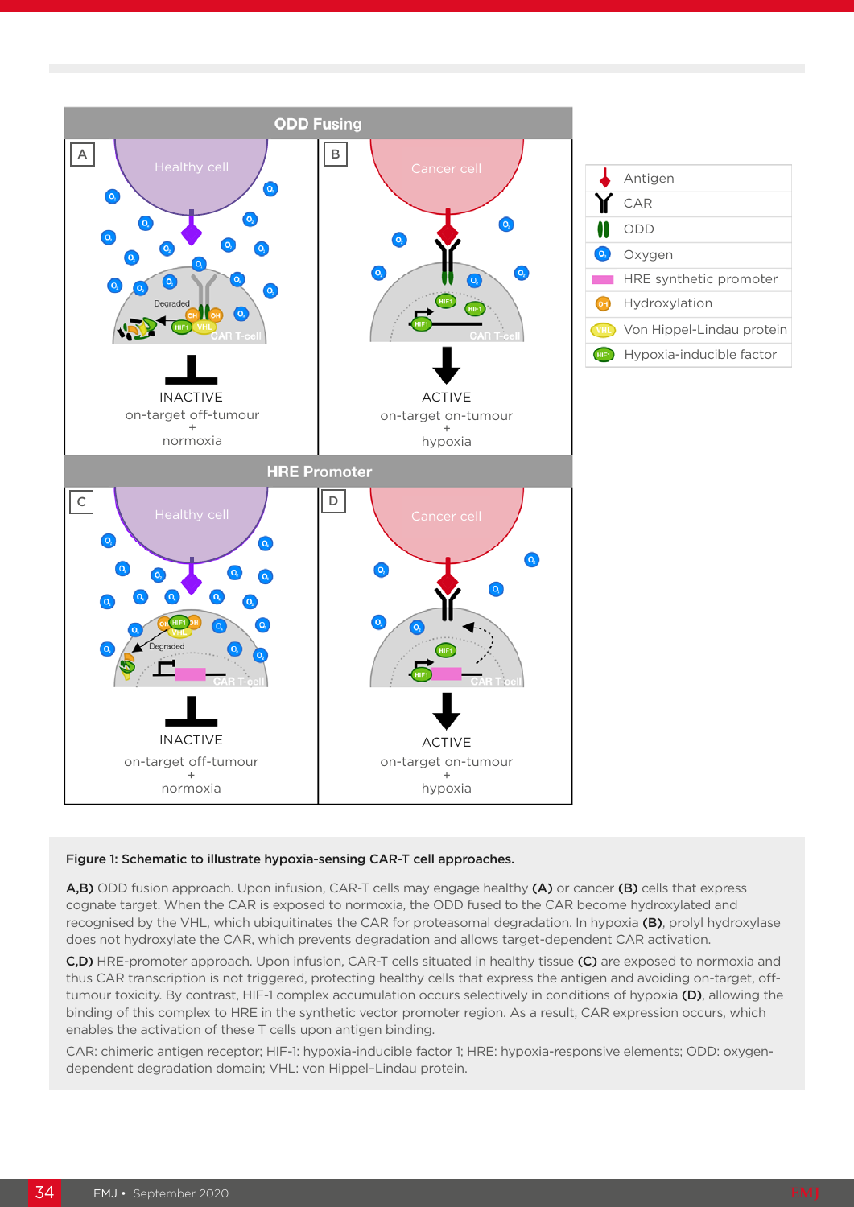**Figure 1: Schematic to illustrate hypoxia-sensing CAR-T cell approaches.**

**A,B)** ODD fusion approach. Upon infusion, CAR-T cells may engage healthy **(A)** or cancer **(B)** cells that express cognate target. When the CAR is exposed to normoxia, the ODD fused to the CAR become hydroxylated and recognised by the VHL, which ubiquitinates the CAR for proteasomal degradation. In hypoxia **(B)**, prolyl hydroxylase does not hydroxylate the CAR, which prevents degradation and allows target-dependent CAR activation.

**C,D)** HRE-promoter approach. Upon infusion, CAR-T cells situated in healthy tissue **(C)** are exposed to normoxia and thus CAR transcription is not triggered, protecting healthy cells that express the antigen and avoiding on-target, off-tumour toxicity. By contrast, HIF-1 complex accumulation occurs selectively in conditions of hypoxia **(D)**, allowing the binding of this complex to HRE in the synthetic vector promoter region. As a result, CAR expression occurs, which enables the activation of these T cells upon antigen binding.

CAR: chimeric antigen receptor; HIF-1: hypoxia-inducible factor 1; HRE: hypoxia-responsive elements; ODD: oxygen-dependent degradation domain; VHL: von Hippel–Lindau protein.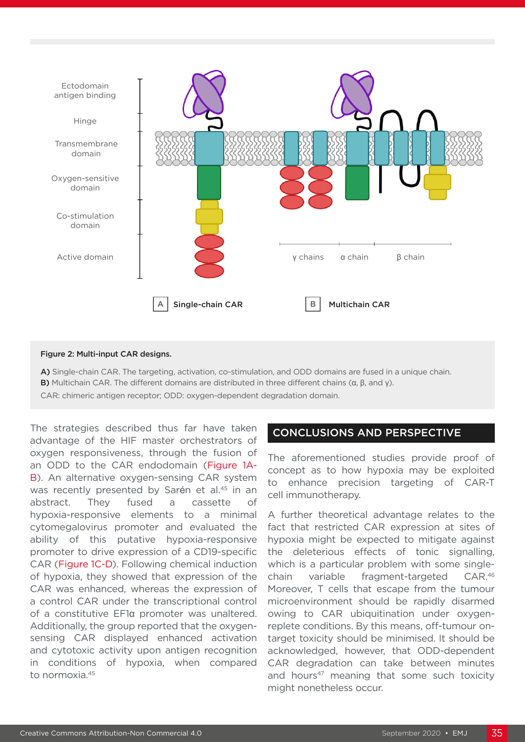Figure 2: Multi-input CAR designs.

A) Single-chain CAR. The targeting, activation, co-stimulation, and ODD domains are fused in a unique chain.
B) Multichain CAR. The different domains are distributed in three different chains (α, β, and γ).
CAR: chimeric antigen receptor; ODD: oxygen-dependent degradation domain.

The strategies described thus far have taken advantage of the HIF master orchestrators of oxygen responsiveness, through the fusion of an ODD to the CAR endodomain (Figure 1A-B). An alternative oxygen-sensing CAR system was recently presented by Sarén et al.[45] in an abstract. They fused a cassette of hypoxia-responsive elements to a minimal cytomegalovirus promoter and evaluated the ability of this putative hypoxia-responsive promoter to drive expression of a CD19-specific CAR (Figure 1C-D). Following chemical induction of hypoxia, they showed that expression of the CAR was enhanced, whereas the expression of a control CAR under the transcriptional control of a constitutive EF1α promoter was unaltered. Additionally, the group reported that the oxygen-sensing CAR displayed enhanced activation and cytotoxic activity upon antigen recognition in conditions of hypoxia, when compared to normoxia.[45]

## CONCLUSIONS AND PERSPECTIVE

The aforementioned studies provide proof of concept as to how hypoxia may be exploited to enhance precision targeting of CAR-T cell immunotherapy.

A further theoretical advantage relates to the fact that restricted CAR expression at sites of hypoxia might be expected to mitigate against the deleterious effects of tonic signalling, which is a particular problem with some single-chain variable fragment-targeted CAR.[46] Moreover, T cells that escape from the tumour microenvironment should be rapidly disarmed owing to CAR ubiquitination under oxygen-replete conditions. By this means, off-tumour on-target toxicity should be minimised. It should be acknowledged, however, that ODD-dependent CAR degradation can take between minutes and hours[47] meaning that some such toxicity might nonetheless occur.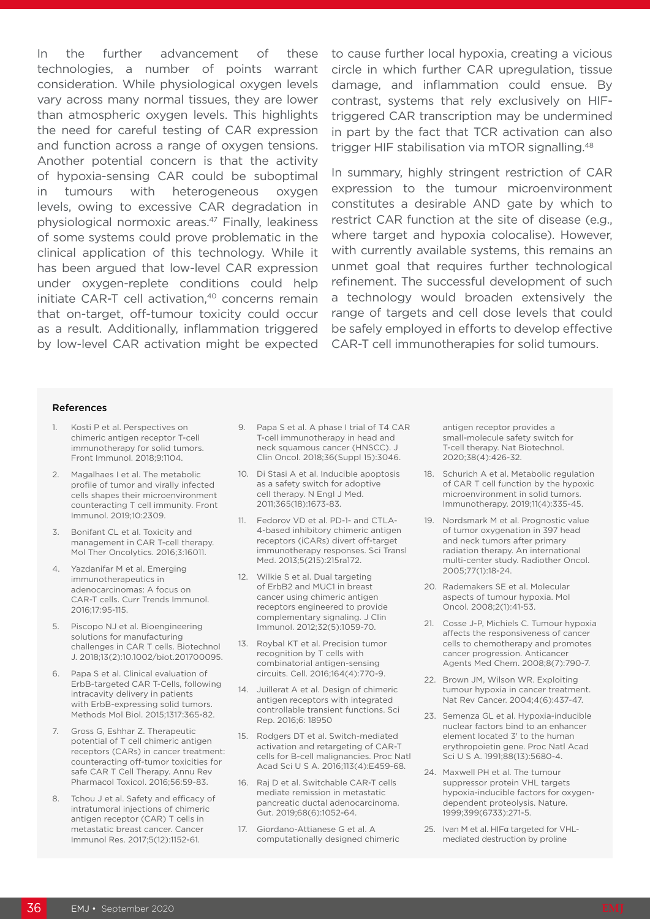In the further advancement of these technologies, a number of points warrant consideration. While physiological oxygen levels vary across many normal tissues, they are lower than atmospheric oxygen levels. This highlights the need for careful testing of CAR expression and function across a range of oxygen tensions. Another potential concern is that the activity of hypoxia-sensing CAR could be suboptimal in tumours with heterogeneous oxygen levels, owing to excessive CAR degradation in physiological normoxic areas.[47] Finally, leakiness of some systems could prove problematic in the clinical application of this technology. While it has been argued that low-level CAR expression under oxygen-replete conditions could help initiate CAR-T cell activation,[40] concerns remain that on-target, off-tumour toxicity could occur as a result. Additionally, inflammation triggered by low-level CAR activation might be expected to cause further local hypoxia, creating a vicious circle in which further CAR upregulation, tissue damage, and inflammation could ensue. By contrast, systems that rely exclusively on HIF-triggered CAR transcription may be undermined in part by the fact that TCR activation can also trigger HIF stabilisation via mTOR signalling.[48]

In summary, highly stringent restriction of CAR expression to the tumour microenvironment constitutes a desirable AND gate by which to restrict CAR function at the site of disease (e.g., where target and hypoxia colocalise). However, with currently available systems, this remains an unmet goal that requires further technological refinement. The successful development of such a technology would broaden extensively the range of targets and cell dose levels that could be safely employed in efforts to develop effective CAR-T cell immunotherapies for solid tumours.

## References

1. Kosti P et al. Perspectives on chimeric antigen receptor T-cell immunotherapy for solid tumors. Front Immunol. 2018;9:1104.
2. Magalhaes I et al. The metabolic profile of tumor and virally infected cells shapes their microenvironment counteracting T cell immunity. Front Immunol. 2019;10:2309.
3. Bonifant CL et al. Toxicity and management in CAR T-cell therapy. Mol Ther Oncolytics. 2016;3:16011.
4. Yazdanifar M et al. Emerging immunotherapeutics in adenocarcinomas: A focus on CAR-T cells. Curr Trends Immunol. 2016;17:95-115.
5. Piscopo NJ et al. Bioengineering solutions for manufacturing challenges in CAR T cells. Biotechnol J. 2018;13(2):10.1002/biot.201700095.
6. Papa S et al. Clinical evaluation of ErbB-targeted CAR T-Cells, following intracavity delivery in patients with ErbB-expressing solid tumors. Methods Mol Biol. 2015;1317:365-82.
7. Gross G, Eshhar Z. Therapeutic potential of T cell chimeric antigen receptors (CARs) in cancer treatment: counteracting off-tumor toxicities for safe CAR T Cell Therapy. Annu Rev Pharmacol Toxicol. 2016;56:59-83.
8. Tchou J et al. Safety and efficacy of intratumoral injections of chimeric antigen receptor (CAR) T cells in metastatic breast cancer. Cancer Immunol Res. 2017;5(12):1152-61.
9. Papa S et al. A phase I trial of T4 CAR T-cell immunotherapy in head and neck squamous cancer (HNSCC). J Clin Oncol. 2018;36(Suppl 15):3046.
10. Di Stasi A et al. Inducible apoptosis as a safety switch for adoptive cell therapy. N Engl J Med. 2011;365(18):1673-83.
11. Fedorov VD et al. PD-1- and CTLA-4-based inhibitory chimeric antigen receptors (iCARs) divert off-target immunotherapy responses. Sci Transl Med. 2013;5(215):215ra172.
12. Wilkie S et al. Dual targeting of ErbB2 and MUC1 in breast cancer using chimeric antigen receptors engineered to provide complementary signaling. J Clin Immunol. 2012;32(5):1059-70.
13. Roybal KT et al. Precision tumor recognition by T cells with combinatorial antigen-sensing circuits. Cell. 2016;164(4):770-9.
14. Juillerat A et al. Design of chimeric antigen receptors with integrated controllable transient functions. Sci Rep. 2016;6: 18950
15. Rodgers DT et al. Switch-mediated activation and retargeting of CAR-T cells for B-cell malignancies. Proc Natl Acad Sci U S A. 2016;113(4):E459-68.
16. Raj D et al. Switchable CAR-T cells mediate remission in metastatic pancreatic ductal adenocarcinoma. Gut. 2019;68(6):1052-64.
17. Giordano-Attianese G et al. A computationally designed chimeric antigen receptor provides a small-molecule safety switch for T-cell therapy. Nat Biotechnol. 2020;38(4):426-32.
18. Schurich A et al. Metabolic regulation of CAR T cell function by the hypoxic microenvironment in solid tumors. Immunotherapy. 2019;11(4):335-45.
19. Nordsmark M et al. Prognostic value of tumor oxygenation in 397 head and neck tumors after primary radiation therapy. An international multi-center study. Radiother Oncol. 2005;77(1):18-24.
20. Rademakers SE et al. Molecular aspects of tumour hypoxia. Mol Oncol. 2008;2(1):41-53.
21. Cosse J-P, Michiels C. Tumour hypoxia affects the responsiveness of cancer cells to chemotherapy and promotes cancer progression. Anticancer Agents Med Chem. 2008;8(7):790-7.
22. Brown JM, Wilson WR. Exploiting tumour hypoxia in cancer treatment. Nat Rev Cancer. 2004;4(6):437-47.
23. Semenza GL et al. Hypoxia-inducible nuclear factors bind to an enhancer element located 3' to the human erythropoietin gene. Proc Natl Acad Sci U S A. 1991;88(13):5680-4.
24. Maxwell PH et al. The tumour suppressor protein VHL targets hypoxia-inducible factors for oxygen-dependent proteolysis. Nature. 1999;399(6733):271-5.
25. Ivan M et al. HIFα targeted for VHL-mediated destruction by proline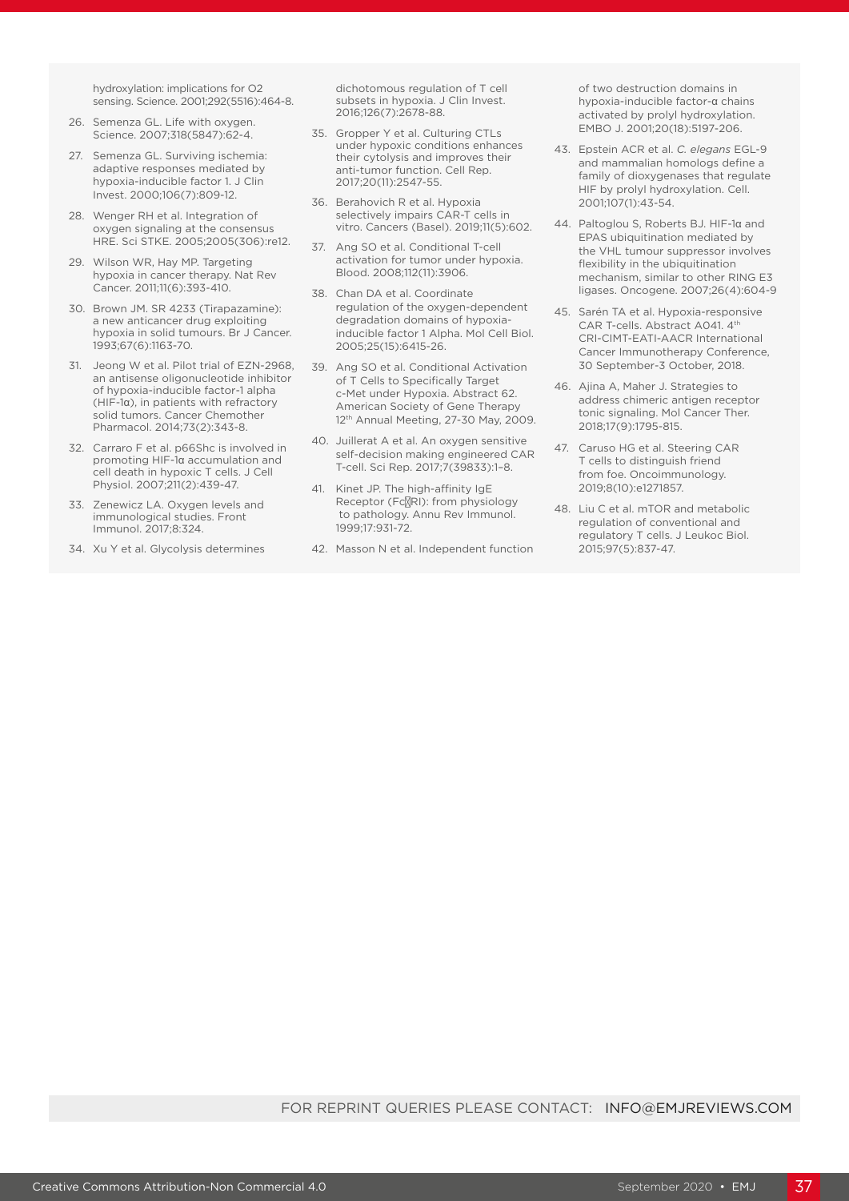hydroxylation: implications for O2 sensing. Science. 2001;292(5516):464-8.

26. Semenza GL. Life with oxygen. Science. 2007;318(5847):62-4.
27. Semenza GL. Surviving ischemia: adaptive responses mediated by hypoxia-inducible factor 1. J Clin Invest. 2000;106(7):809-12.
28. Wenger RH et al. Integration of oxygen signaling at the consensus HRE. Sci STKE. 2005;2005(306):re12.
29. Wilson WR, Hay MP. Targeting hypoxia in cancer therapy. Nat Rev Cancer. 2011;11(6):393-410.
30. Brown JM. SR 4233 (Tirapazamine): a new anticancer drug exploiting hypoxia in solid tumours. Br J Cancer. 1993;67(6):1163-70.
31. Jeong W et al. Pilot trial of EZN-2968, an antisense oligonucleotide inhibitor of hypoxia-inducible factor-1 alpha (HIF-1α), in patients with refractory solid tumors. Cancer Chemother Pharmacol. 2014;73(2):343-8.
32. Carraro F et al. p66Shc is involved in promoting HIF-1α accumulation and cell death in hypoxic T cells. J Cell Physiol. 2007;211(2):439-47.
33. Zenewicz LA. Oxygen levels and immunological studies. Front Immunol. 2017;8:324.
34. Xu Y et al. Glycolysis determines dichotomous regulation of T cell subsets in hypoxia. J Clin Invest. 2016;126(7):2678-88.
35. Gropper Y et al. Culturing CTLs under hypoxic conditions enhances their cytolysis and improves their anti-tumor function. Cell Rep. 2017;20(11):2547-55.
36. Berahovich R et al. Hypoxia selectively impairs CAR-T cells in vitro. Cancers (Basel). 2019;11(5):602.
37. Ang SO et al. Conditional T-cell activation for tumor under hypoxia. Blood. 2008;112(11):3906.
38. Chan DA et al. Coordinate regulation of the oxygen-dependent degradation domains of hypoxia-inducible factor 1 Alpha. Mol Cell Biol. 2005;25(15):6415-26.
39. Ang SO et al. Conditional Activation of T Cells to Specifically Target c-Met under Hypoxia. Abstract 62. American Society of Gene Therapy 12th Annual Meeting, 27-30 May, 2009.
40. Juillerat A et al. An oxygen sensitive self-decision making engineered CAR T-cell. Sci Rep. 2017;7(39833):1–8.
41. Kinet JP. The high-affinity IgE Receptor (FcεRI): from physiology to pathology. Annu Rev Immunol. 1999;17:931-72.
42. Masson N et al. Independent function of two destruction domains in hypoxia-inducible factor-α chains activated by prolyl hydroxylation. EMBO J. 2001;20(18):5197-206.
43. Epstein ACR et al. *C. elegans* EGL-9 and mammalian homologs define a family of dioxygenases that regulate HIF by prolyl hydroxylation. Cell. 2001;107(1):43-54.
44. Paltoglou S, Roberts BJ. HIF-1α and EPAS ubiquitination mediated by the VHL tumour suppressor involves flexibility in the ubiquitination mechanism, similar to other RING E3 ligases. Oncogene. 2007;26(4):604-9
45. Sarén TA et al. Hypoxia-responsive CAR T-cells. Abstract A041. 4th CRI-CIMT-EATI-AACR International Cancer Immunotherapy Conference, 30 September-3 October, 2018.
46. Ajina A, Maher J. Strategies to address chimeric antigen receptor tonic signaling. Mol Cancer Ther. 2018;17(9):1795-815.
47. Caruso HG et al. Steering CAR T cells to distinguish friend from foe. Oncoimmunology. 2019;8(10):e1271857.
48. Liu C et al. mTOR and metabolic regulation of conventional and regulatory T cells. J Leukoc Biol. 2015;97(5):837-47.

FOR REPRINT QUERIES PLEASE CONTACT: INFO@EMJREVIEWS.COM